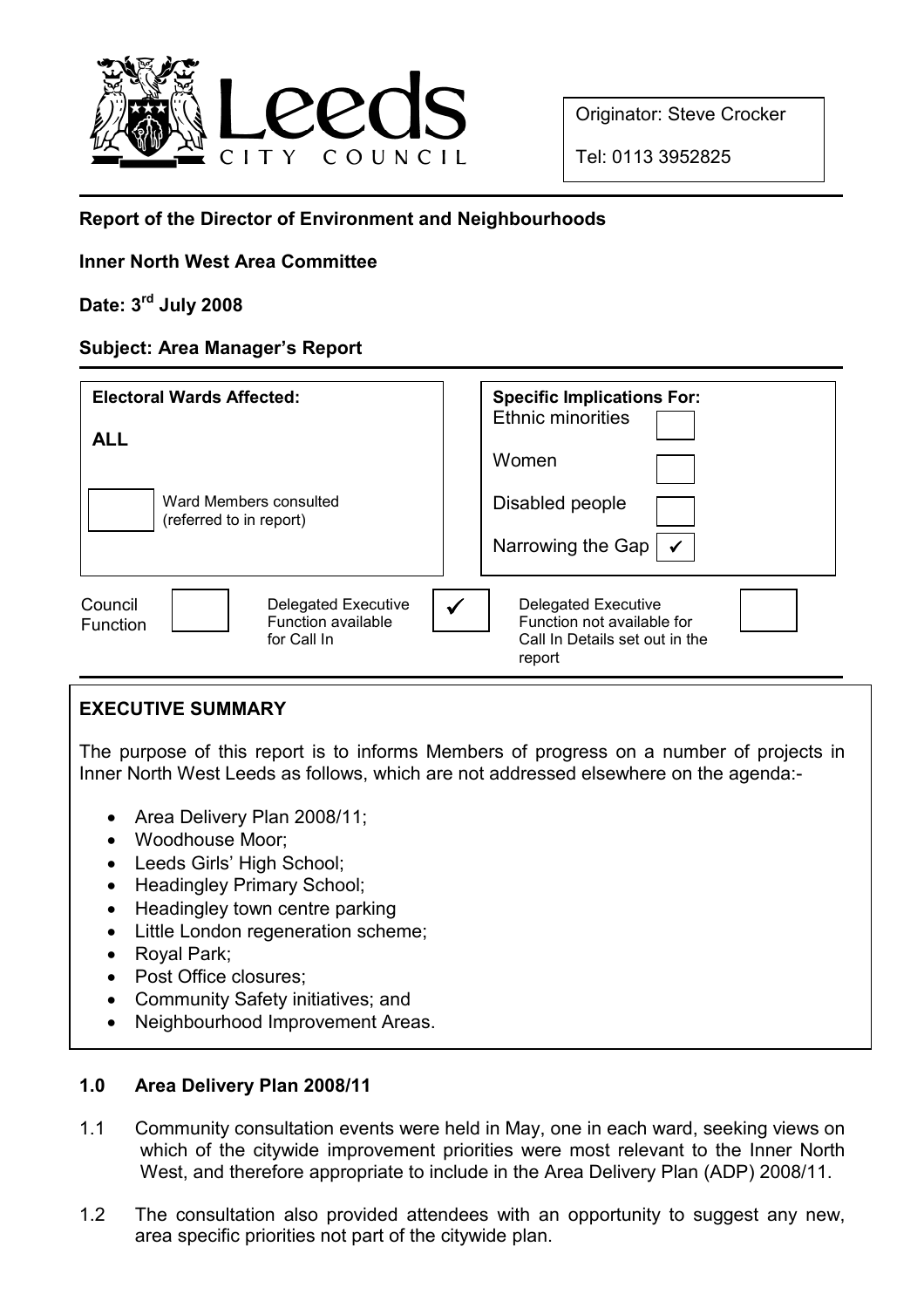Originator: Steve Crocker

Tel: 0113 3952825

**Report of the Director of Environment and Neighbourhoods**

**Inner North West Area Committee**

**Date: 3rd July 2008**

**Subject: Area Manager's Report**

| **Electoral Wards Affected:** | **Specific Implications For:** | |
|---|---|---|
| **ALL** | Ethnic minorities | ☐ |
| | Women | ☐ |
| ☐ Ward Members consulted (referred to in report) | Disabled people | ☐ |
| | Narrowing the Gap | ✓ |

| Council Function | ☐ | Delegated Executive Function available for Call In | ✓ | Delegated Executive Function not available for Call In Details set out in the report | ☐ |
|---|---|---|---|---|---|

## EXECUTIVE SUMMARY

The purpose of this report is to informs Members of progress on a number of projects in Inner North West Leeds as follows, which are not addressed elsewhere on the agenda:-

- Area Delivery Plan 2008/11;
- Woodhouse Moor;
- Leeds Girls' High School;
- Headingley Primary School;
- Headingley town centre parking
- Little London regeneration scheme;
- Royal Park;
- Post Office closures;
- Community Safety initiatives; and
- Neighbourhood Improvement Areas.

## 1.0 Area Delivery Plan 2008/11

1.1 Community consultation events were held in May, one in each ward, seeking views on which of the citywide improvement priorities were most relevant to the Inner North West, and therefore appropriate to include in the Area Delivery Plan (ADP) 2008/11.

1.2 The consultation also provided attendees with an opportunity to suggest any new, area specific priorities not part of the citywide plan.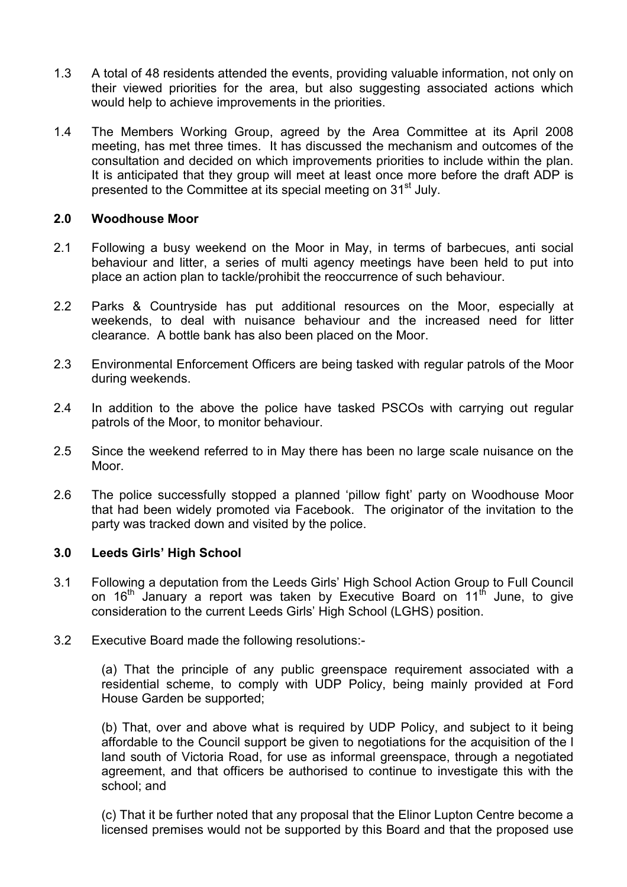1.3 A total of 48 residents attended the events, providing valuable information, not only on their viewed priorities for the area, but also suggesting associated actions which would help to achieve improvements in the priorities.

1.4 The Members Working Group, agreed by the Area Committee at its April 2008 meeting, has met three times. It has discussed the mechanism and outcomes of the consultation and decided on which improvements priorities to include within the plan. It is anticipated that they group will meet at least once more before the draft ADP is presented to the Committee at its special meeting on 31st July.

## 2.0 Woodhouse Moor

2.1 Following a busy weekend on the Moor in May, in terms of barbecues, anti social behaviour and litter, a series of multi agency meetings have been held to put into place an action plan to tackle/prohibit the reoccurrence of such behaviour.

2.2 Parks & Countryside has put additional resources on the Moor, especially at weekends, to deal with nuisance behaviour and the increased need for litter clearance. A bottle bank has also been placed on the Moor.

2.3 Environmental Enforcement Officers are being tasked with regular patrols of the Moor during weekends.

2.4 In addition to the above the police have tasked PSCOs with carrying out regular patrols of the Moor, to monitor behaviour.

2.5 Since the weekend referred to in May there has been no large scale nuisance on the Moor.

2.6 The police successfully stopped a planned 'pillow fight' party on Woodhouse Moor that had been widely promoted via Facebook. The originator of the invitation to the party was tracked down and visited by the police.

## 3.0 Leeds Girls' High School

3.1 Following a deputation from the Leeds Girls' High School Action Group to Full Council on 16th January a report was taken by Executive Board on 11th June, to give consideration to the current Leeds Girls' High School (LGHS) position.

3.2 Executive Board made the following resolutions:-

(a) That the principle of any public greenspace requirement associated with a residential scheme, to comply with UDP Policy, being mainly provided at Ford House Garden be supported;

(b) That, over and above what is required by UDP Policy, and subject to it being affordable to the Council support be given to negotiations for the acquisition of the l land south of Victoria Road, for use as informal greenspace, through a negotiated agreement, and that officers be authorised to continue to investigate this with the school; and

(c) That it be further noted that any proposal that the Elinor Lupton Centre become a licensed premises would not be supported by this Board and that the proposed use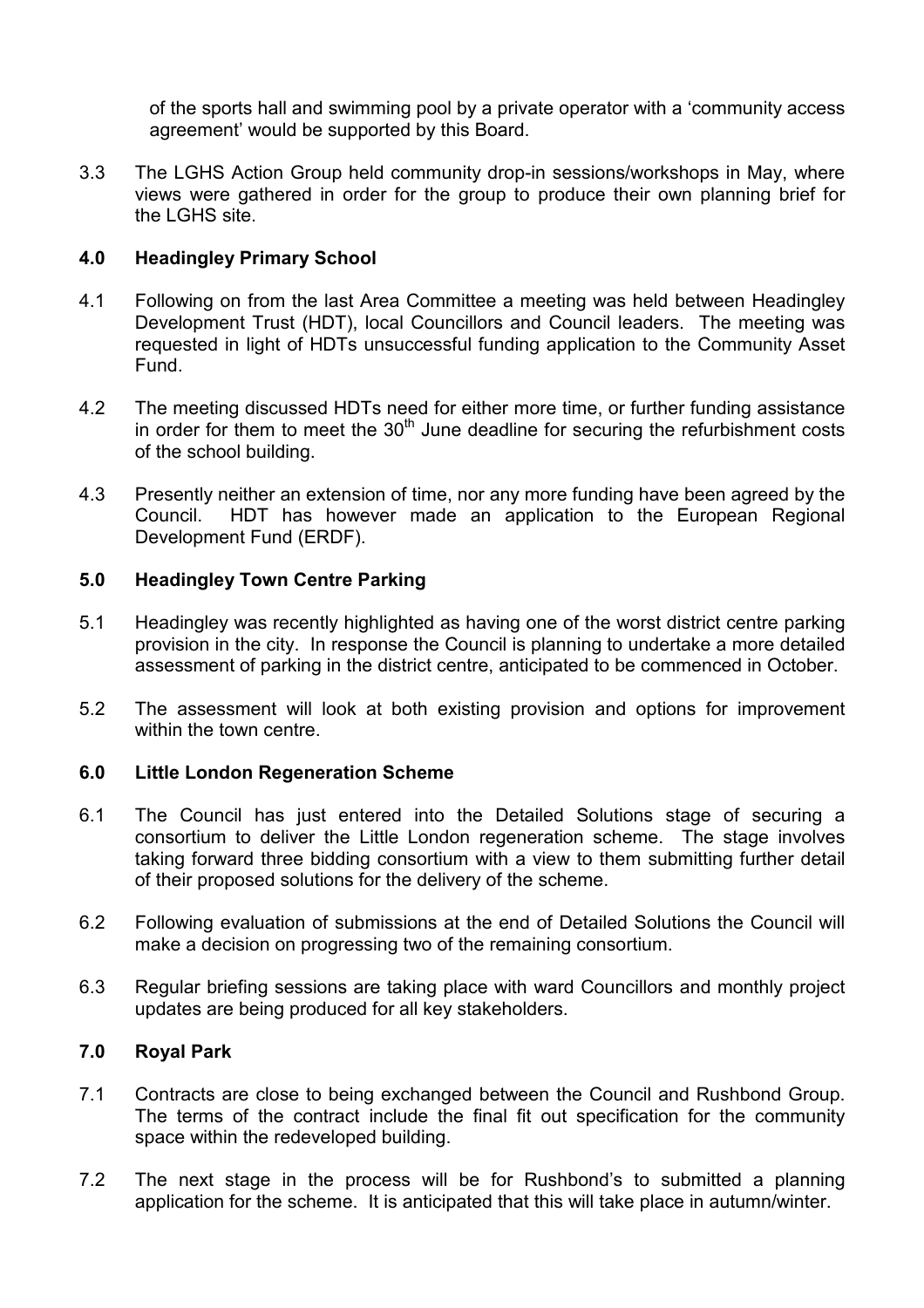of the sports hall and swimming pool by a private operator with a 'community access agreement' would be supported by this Board.

3.3 The LGHS Action Group held community drop-in sessions/workshops in May, where views were gathered in order for the group to produce their own planning brief for the LGHS site.

## 4.0 Headingley Primary School

4.1 Following on from the last Area Committee a meeting was held between Headingley Development Trust (HDT), local Councillors and Council leaders. The meeting was requested in light of HDTs unsuccessful funding application to the Community Asset Fund.

4.2 The meeting discussed HDTs need for either more time, or further funding assistance in order for them to meet the 30th June deadline for securing the refurbishment costs of the school building.

4.3 Presently neither an extension of time, nor any more funding have been agreed by the Council. HDT has however made an application to the European Regional Development Fund (ERDF).

## 5.0 Headingley Town Centre Parking

5.1 Headingley was recently highlighted as having one of the worst district centre parking provision in the city. In response the Council is planning to undertake a more detailed assessment of parking in the district centre, anticipated to be commenced in October.

5.2 The assessment will look at both existing provision and options for improvement within the town centre.

## 6.0 Little London Regeneration Scheme

6.1 The Council has just entered into the Detailed Solutions stage of securing a consortium to deliver the Little London regeneration scheme. The stage involves taking forward three bidding consortium with a view to them submitting further detail of their proposed solutions for the delivery of the scheme.

6.2 Following evaluation of submissions at the end of Detailed Solutions the Council will make a decision on progressing two of the remaining consortium.

6.3 Regular briefing sessions are taking place with ward Councillors and monthly project updates are being produced for all key stakeholders.

## 7.0 Royal Park

7.1 Contracts are close to being exchanged between the Council and Rushbond Group. The terms of the contract include the final fit out specification for the community space within the redeveloped building.

7.2 The next stage in the process will be for Rushbond's to submitted a planning application for the scheme. It is anticipated that this will take place in autumn/winter.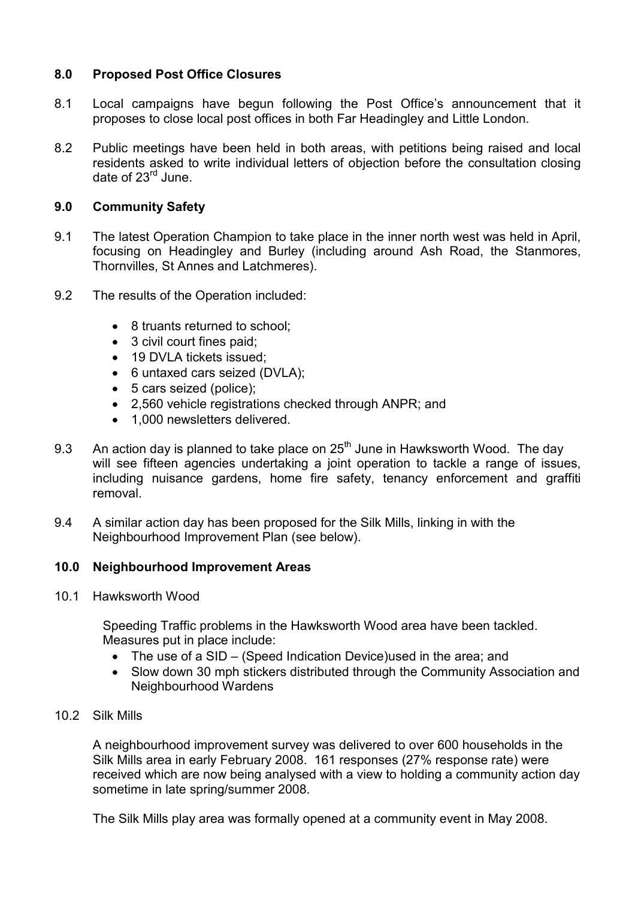## 8.0 Proposed Post Office Closures

8.1 Local campaigns have begun following the Post Office's announcement that it proposes to close local post offices in both Far Headingley and Little London.

8.2 Public meetings have been held in both areas, with petitions being raised and local residents asked to write individual letters of objection before the consultation closing date of 23rd June.

## 9.0 Community Safety

9.1 The latest Operation Champion to take place in the inner north west was held in April, focusing on Headingley and Burley (including around Ash Road, the Stanmores, Thornvilles, St Annes and Latchmeres).

9.2 The results of the Operation included:

- 8 truants returned to school;
- 3 civil court fines paid;
- 19 DVLA tickets issued;
- 6 untaxed cars seized (DVLA);
- 5 cars seized (police);
- 2,560 vehicle registrations checked through ANPR; and
- 1,000 newsletters delivered.

9.3 An action day is planned to take place on 25th June in Hawksworth Wood. The day will see fifteen agencies undertaking a joint operation to tackle a range of issues, including nuisance gardens, home fire safety, tenancy enforcement and graffiti removal.

9.4 A similar action day has been proposed for the Silk Mills, linking in with the Neighbourhood Improvement Plan (see below).

## 10.0 Neighbourhood Improvement Areas

10.1 Hawksworth Wood

Speeding Traffic problems in the Hawksworth Wood area have been tackled. Measures put in place include:

- The use of a SID – (Speed Indication Device)used in the area; and
- Slow down 30 mph stickers distributed through the Community Association and Neighbourhood Wardens

10.2 Silk Mills

A neighbourhood improvement survey was delivered to over 600 households in the Silk Mills area in early February 2008. 161 responses (27% response rate) were received which are now being analysed with a view to holding a community action day sometime in late spring/summer 2008.

The Silk Mills play area was formally opened at a community event in May 2008.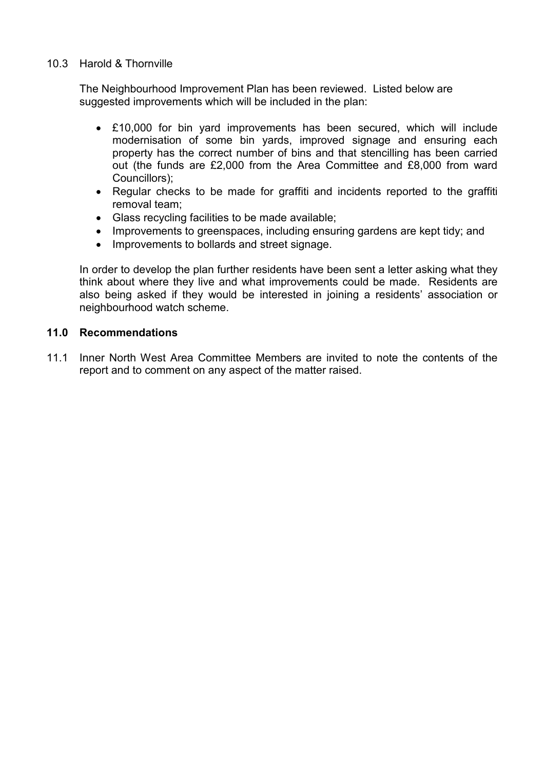10.3 Harold & Thornville

The Neighbourhood Improvement Plan has been reviewed. Listed below are suggested improvements which will be included in the plan:

- £10,000 for bin yard improvements has been secured, which will include modernisation of some bin yards, improved signage and ensuring each property has the correct number of bins and that stencilling has been carried out (the funds are £2,000 from the Area Committee and £8,000 from ward Councillors);
- Regular checks to be made for graffiti and incidents reported to the graffiti removal team;
- Glass recycling facilities to be made available;
- Improvements to greenspaces, including ensuring gardens are kept tidy; and
- Improvements to bollards and street signage.

In order to develop the plan further residents have been sent a letter asking what they think about where they live and what improvements could be made. Residents are also being asked if they would be interested in joining a residents' association or neighbourhood watch scheme.

## 11.0 Recommendations

11.1 Inner North West Area Committee Members are invited to note the contents of the report and to comment on any aspect of the matter raised.